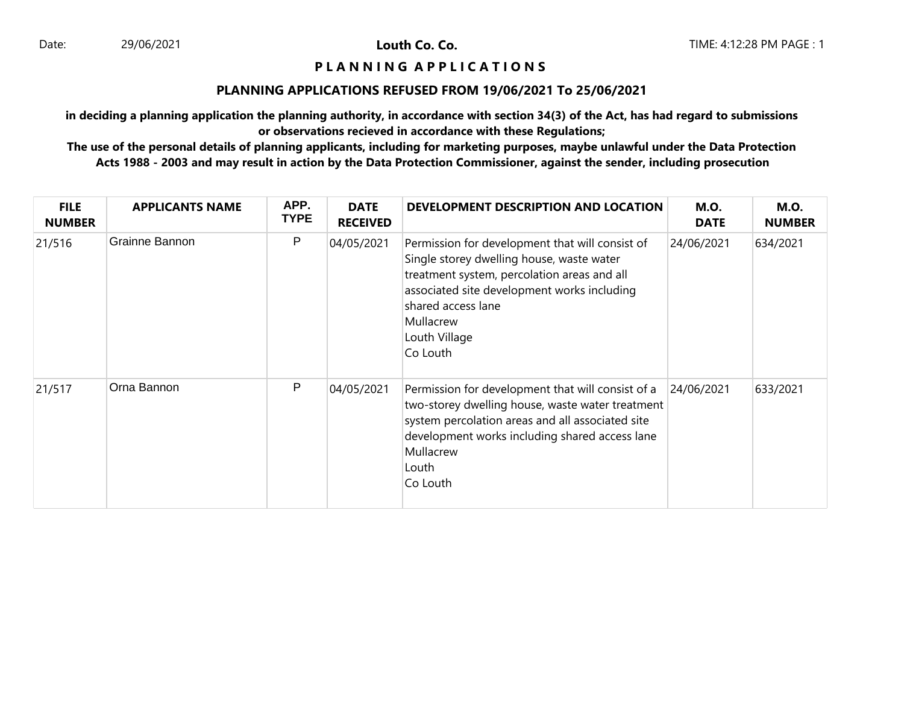Date: 29/06/2021 **Louth Co. Co.** TIME: 4:12:28 PM PAGE : 1

# P L A N N I N G   A P P L I C A T I O N S

## PLANNING APPLICATIONS REFUSED FROM 19/06/2021 To 25/06/2021

**in deciding a planning application the planning authority, in accordance with section 34(3) of the Act, has had regard to submissions or observations recieved in accordance with these Regulations;**

**The use of the personal details of planning applicants, including for marketing purposes, maybe unlawful under the Data Protection Acts 1988 - 2003 and may result in action by the Data Protection Commissioner, against the sender, including prosecution**

| FILE NUMBER | APPLICANTS NAME | APP. TYPE | DATE RECEIVED | DEVELOPMENT DESCRIPTION AND LOCATION | M.O. DATE | M.O. NUMBER |
|---|---|---|---|---|---|---|
| 21/516 | Grainne Bannon | P | 04/05/2021 | Permission for development that will consist of Single storey dwelling house, waste water treatment system, percolation areas and all associated site development works including shared access lane<br>Mullacrew<br>Louth Village<br>Co Louth | 24/06/2021 | 634/2021 |
| 21/517 | Orna Bannon | P | 04/05/2021 | Permission for development that will consist of a two-storey dwelling house, waste water treatment system percolation areas and all associated site development works including shared access lane<br>Mullacrew<br>Louth<br>Co Louth | 24/06/2021 | 633/2021 |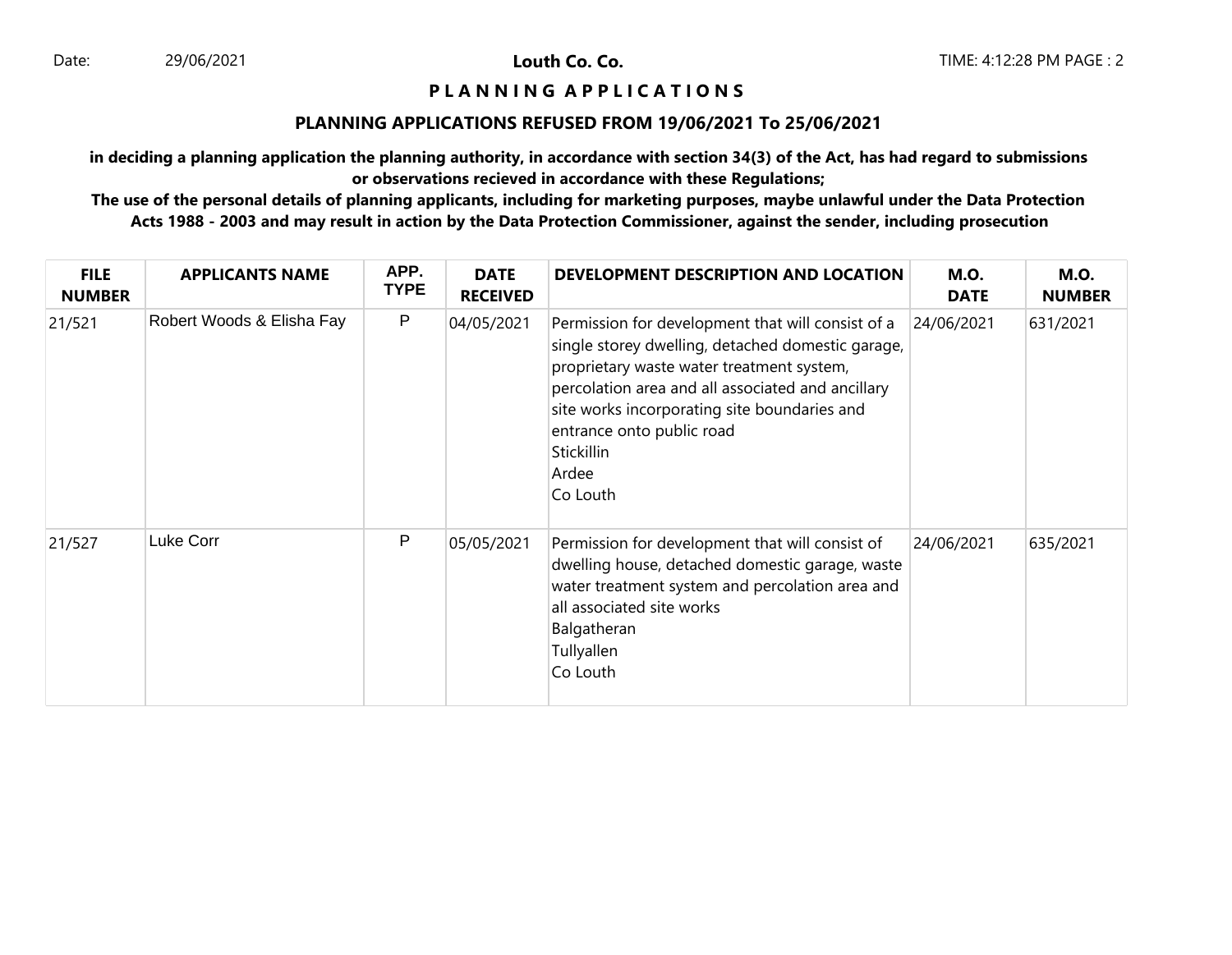# PLANNING APPLICATIONS

## PLANNING APPLICATIONS REFUSED FROM 19/06/2021 To 25/06/2021

**in deciding a planning application the planning authority, in accordance with section 34(3) of the Act, has had regard to submissions or observations recieved in accordance with these Regulations;**

**The use of the personal details of planning applicants, including for marketing purposes, maybe unlawful under the Data Protection Acts 1988 - 2003 and may result in action by the Data Protection Commissioner, against the sender, including prosecution**

| FILE NUMBER | APPLICANTS NAME | APP. TYPE | DATE RECEIVED | DEVELOPMENT DESCRIPTION AND LOCATION | M.O. DATE | M.O. NUMBER |
|---|---|---|---|---|---|---|
| 21/521 | Robert Woods & Elisha Fay | P | 04/05/2021 | Permission for development that will consist of a single storey dwelling, detached domestic garage, proprietary waste water treatment system, percolation area and all associated and ancillary site works incorporating site boundaries and entrance onto public road<br>Stickillin<br>Ardee<br>Co Louth | 24/06/2021 | 631/2021 |
| 21/527 | Luke Corr | P | 05/05/2021 | Permission for development that will consist of dwelling house, detached domestic garage, waste water treatment system and percolation area and all associated site works<br>Balgatheran<br>Tullyallen<br>Co Louth | 24/06/2021 | 635/2021 |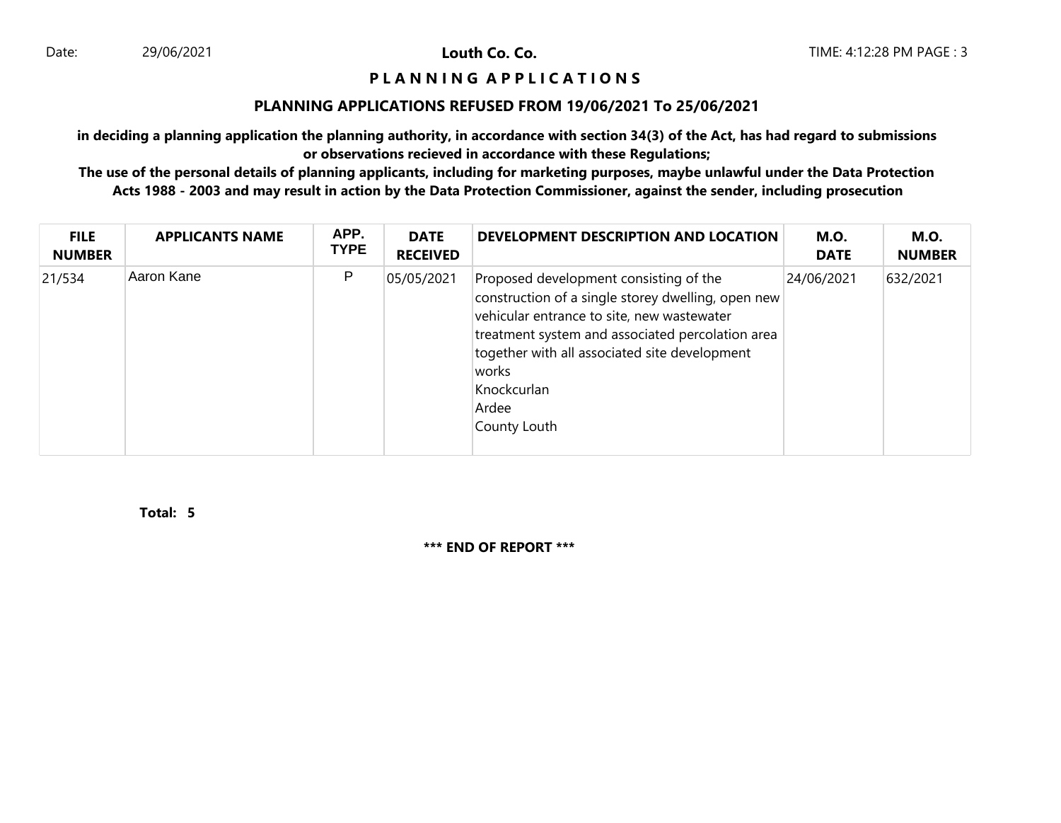# PLANNING APPLICATIONS

## PLANNING APPLICATIONS REFUSED FROM 19/06/2021 To 25/06/2021

**in deciding a planning application the planning authority, in accordance with section 34(3) of the Act, has had regard to submissions or observations recieved in accordance with these Regulations;**

**The use of the personal details of planning applicants, including for marketing purposes, maybe unlawful under the Data Protection Acts 1988 - 2003 and may result in action by the Data Protection Commissioner, against the sender, including prosecution**

| FILE NUMBER | APPLICANTS NAME | APP. TYPE | DATE RECEIVED | DEVELOPMENT DESCRIPTION AND LOCATION | M.O. DATE | M.O. NUMBER |
|---|---|---|---|---|---|---|
| 21/534 | Aaron Kane | P | 05/05/2021 | Proposed development consisting of the construction of a single storey dwelling, open new vehicular entrance to site, new wastewater treatment system and associated percolation area together with all associated site development works<br>Knockcurlan<br>Ardee<br>County Louth | 24/06/2021 | 632/2021 |

**Total: 5**

**\*\*\* END OF REPORT \*\*\***